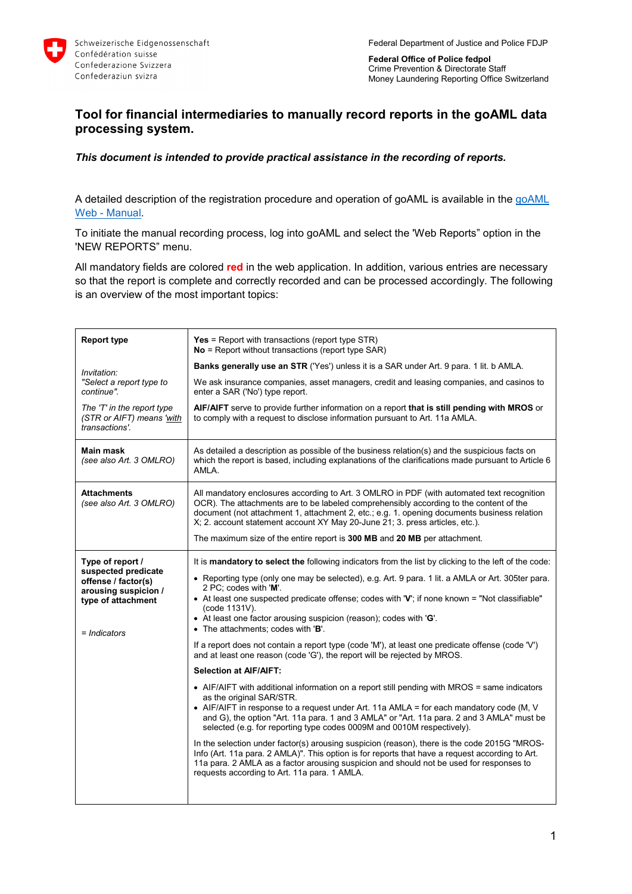Schweizerische Eidgenossenschaft
Confédération suisse
Confederazione Svizzera
Confederaziun svizra

Federal Department of Justice and Police FDJP

**Federal Office of Police fedpol**
Crime Prevention & Directorate Staff
Money Laundering Reporting Office Switzerland

# Tool for financial intermediaries to manually record reports in the goAML data processing system.

***This document is intended to provide practical assistance in the recording of reports.***

A detailed description of the registration procedure and operation of goAML is available in the goAML Web - Manual.

To initiate the manual recording process, log into goAML and select the 'Web Reports" option in the 'NEW REPORTS" menu.

All mandatory fields are colored **red** in the web application. In addition, various entries are necessary so that the report is complete and correctly recorded and can be processed accordingly. The following is an overview of the most important topics:

| | |
|---|---|
| **Report type**<br><br>*Invitation: "Select a report type to continue".*<br><br>*The 'T' in the report type (STR or AIFT) means 'with transactions'.* | **Yes** = Report with transactions (report type STR)<br>**No** = Report without transactions (report type SAR)<br><br>**Banks generally use an STR** ('Yes') unless it is a SAR under Art. 9 para. 1 lit. b AMLA.<br><br>We ask insurance companies, asset managers, credit and leasing companies, and casinos to enter a SAR ('No') type report.<br><br>**AIF/AIFT** serve to provide further information on a report **that is still pending with MROS** or to comply with a request to disclose information pursuant to Art. 11a AMLA. |
| **Main mask**<br>*(see also Art. 3 OMLRO)* | As detailed a description as possible of the business relation(s) and the suspicious facts on which the report is based, including explanations of the clarifications made pursuant to Article 6 AMLA. |
| **Attachments**<br>*(see also Art. 3 OMLRO)* | All mandatory enclosures according to Art. 3 OMLRO in PDF (with automated text recognition OCR). The attachments are to be labeled comprehensibly according to the content of the document (not attachment 1, attachment 2, etc.; e.g. 1. opening documents business relation X; 2. account statement account XY May 20-June 21; 3. press articles, etc.).<br><br>The maximum size of the entire report is **300 MB** and **20 MB** per attachment. |
| **Type of report / suspected predicate offense / factor(s) arousing suspicion / type of attachment**<br><br>*= Indicators* | It is **mandatory to select the** following indicators from the list by clicking to the left of the code:<br><br>• Reporting type (only one may be selected), e.g. Art. 9 para. 1 lit. a AMLA or Art. 305ter para. 2 PC; codes with '**M**'.<br>• At least one suspected predicate offense; codes with '**V**'; if none known = "Not classifiable" (code 1131V).<br>• At least one factor arousing suspicion (reason); codes with '**G**'.<br>• The attachments; codes with '**B**'.<br><br>If a report does not contain a report type (code 'M'), at least one predicate offense (code 'V') and at least one reason (code 'G'), the report will be rejected by MROS.<br><br>**Selection at AIF/AIFT:**<br><br>• AIF/AIFT with additional information on a report still pending with MROS = same indicators as the original SAR/STR.<br>• AIF/AIFT in response to a request under Art. 11a AMLA = for each mandatory code (M, V and G), the option "Art. 11a para. 1 and 3 AMLA" or "Art. 11a para. 2 and 3 AMLA" must be selected (e.g. for reporting type codes 0009M and 0010M respectively).<br><br>In the selection under factor(s) arousing suspicion (reason), there is the code 2015G "MROS-Info (Art. 11a para. 2 AMLA)". This option is for reports that have a request according to Art. 11a para. 2 AMLA as a factor arousing suspicion and should not be used for responses to requests according to Art. 11a para. 1 AMLA. |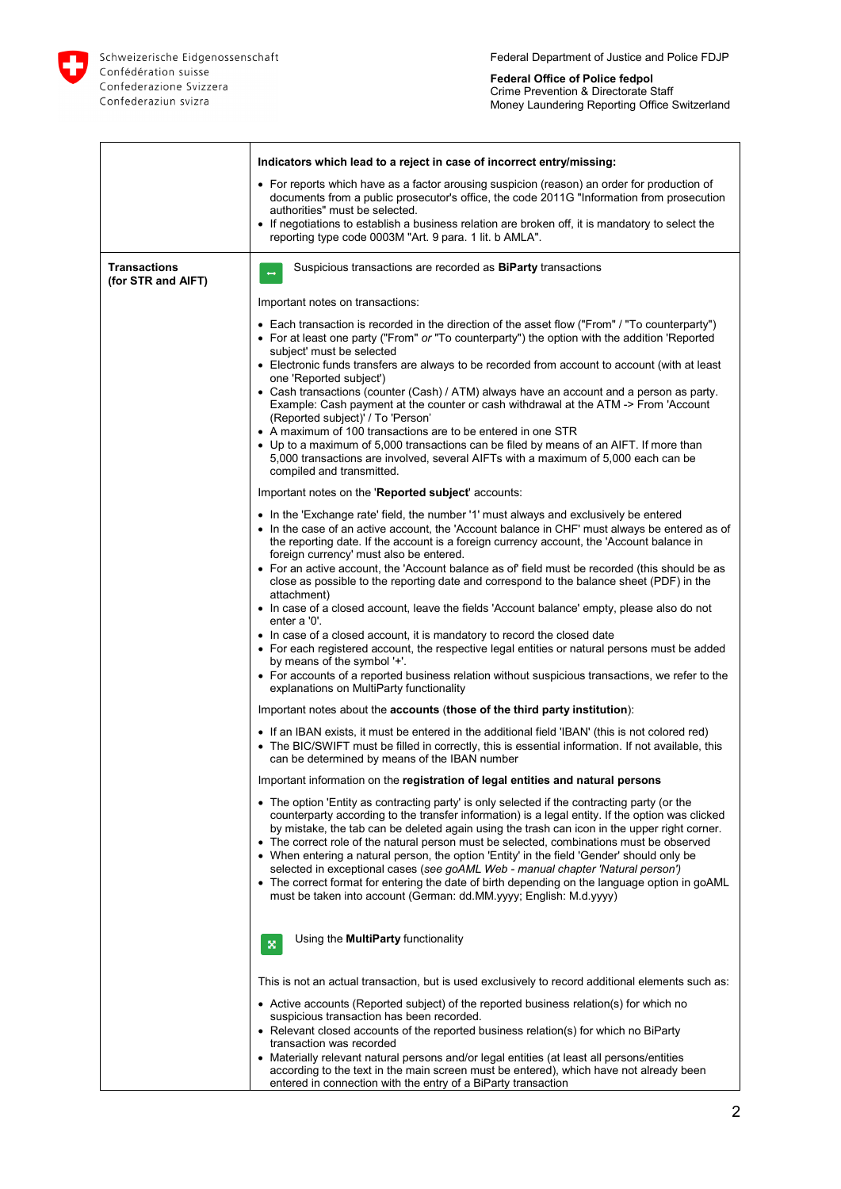| | |
|---|---|
| | **Indicators which lead to a reject in case of incorrect entry/missing:**<br>• For reports which have as a factor arousing suspicion (reason) an order for production of documents from a public prosecutor's office, the code 2011G "Information from prosecution authorities" must be selected.<br>• If negotiations to establish a business relation are broken off, it is mandatory to select the reporting type code 0003M "Art. 9 para. 1 lit. b AMLA". |
| **Transactions (for STR and AIFT)** | Suspicious transactions are recorded as **BiParty** transactions<br><br>Important notes on transactions:<br>• Each transaction is recorded in the direction of the asset flow ("From" / "To counterparty")<br>• For at least one party ("From" *or* "To counterparty") the option with the addition 'Reported subject' must be selected<br>• Electronic funds transfers are always to be recorded from account to account (with at least one 'Reported subject')<br>• Cash transactions (counter (Cash) / ATM) always have an account and a person as party. Example: Cash payment at the counter or cash withdrawal at the ATM -> From 'Account (Reported subject)' / To 'Person'<br>• A maximum of 100 transactions are to be entered in one STR<br>• Up to a maximum of 5,000 transactions can be filed by means of an AIFT. If more than 5,000 transactions are involved, several AIFTs with a maximum of 5,000 each can be compiled and transmitted.<br><br>Important notes on the '**Reported subject**' accounts:<br>• In the 'Exchange rate' field, the number '1' must always and exclusively be entered<br>• In the case of an active account, the 'Account balance in CHF' must always be entered as of the reporting date. If the account is a foreign currency account, the 'Account balance in foreign currency' must also be entered.<br>• For an active account, the 'Account balance as of' field must be recorded (this should be as close as possible to the reporting date and correspond to the balance sheet (PDF) in the attachment)<br>• In case of a closed account, leave the fields 'Account balance' empty, please also do not enter a '0'.<br>• In case of a closed account, it is mandatory to record the closed date<br>• For each registered account, the respective legal entities or natural persons must be added by means of the symbol '+'.<br>• For accounts of a reported business relation without suspicious transactions, we refer to the explanations on MultiParty functionality<br><br>Important notes about the **accounts** (**those of the third party institution**):<br>• If an IBAN exists, it must be entered in the additional field 'IBAN' (this is not colored red)<br>• The BIC/SWIFT must be filled in correctly, this is essential information. If not available, this can be determined by means of the IBAN number<br><br>Important information on the **registration of legal entities and natural persons**<br>• The option 'Entity as contracting party' is only selected if the contracting party (or the counterparty according to the transfer information) is a legal entity. If the option was clicked by mistake, the tab can be deleted again using the trash can icon in the upper right corner.<br>• The correct role of the natural person must be selected, combinations must be observed<br>• When entering a natural person, the option 'Entity' in the field 'Gender' should only be selected in exceptional cases (*see goAML Web - manual chapter 'Natural person')*<br>• The correct format for entering the date of birth depending on the language option in goAML must be taken into account (German: dd.MM.yyyy; English: M.d.yyyy)<br><br>Using the **MultiParty** functionality<br><br>This is not an actual transaction, but is used exclusively to record additional elements such as:<br>• Active accounts (Reported subject) of the reported business relation(s) for which no suspicious transaction has been recorded.<br>• Relevant closed accounts of the reported business relation(s) for which no BiParty transaction was recorded<br>• Materially relevant natural persons and/or legal entities (at least all persons/entities according to the text in the main screen must be entered), which have not already been entered in connection with the entry of a BiParty transaction |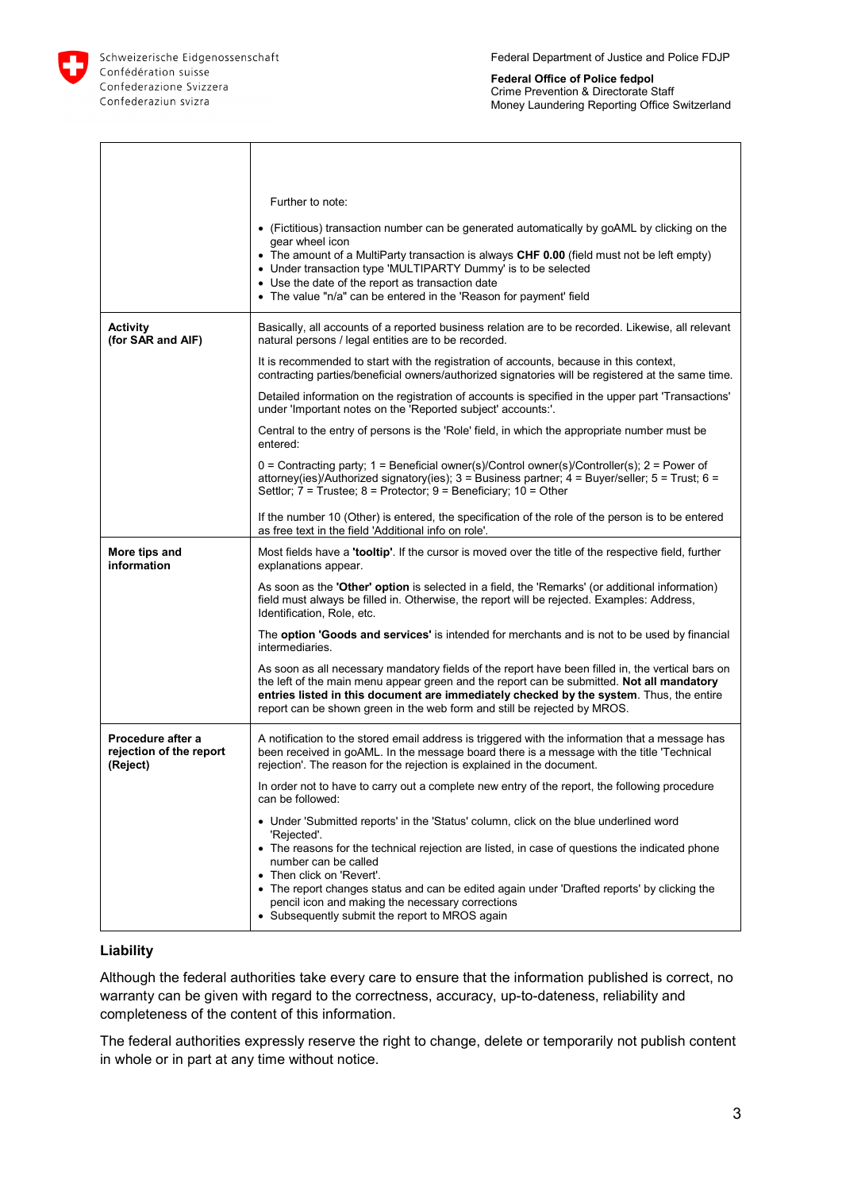| | |
|---|---|
| | Further to note:<br>• (Fictitious) transaction number can be generated automatically by goAML by clicking on the gear wheel icon<br>• The amount of a MultiParty transaction is always **CHF 0.00** (field must not be left empty)<br>• Under transaction type 'MULTIPARTY Dummy' is to be selected<br>• Use the date of the report as transaction date<br>• The value "n/a" can be entered in the 'Reason for payment' field |
| **Activity (for SAR and AIF)** | Basically, all accounts of a reported business relation are to be recorded. Likewise, all relevant natural persons / legal entities are to be recorded.<br><br>It is recommended to start with the registration of accounts, because in this context, contracting parties/beneficial owners/authorized signatories will be registered at the same time.<br><br>Detailed information on the registration of accounts is specified in the upper part 'Transactions' under 'Important notes on the 'Reported subject' accounts:'.<br><br>Central to the entry of persons is the 'Role' field, in which the appropriate number must be entered:<br><br>0 = Contracting party; 1 = Beneficial owner(s)/Control owner(s)/Controller(s); 2 = Power of attorney(ies)/Authorized signatory(ies); 3 = Business partner; 4 = Buyer/seller; 5 = Trust; 6 = Settlor; 7 = Trustee; 8 = Protector; 9 = Beneficiary; 10 = Other<br><br>If the number 10 (Other) is entered, the specification of the role of the person is to be entered as free text in the field 'Additional info on role'. |
| **More tips and information** | Most fields have a **'tooltip'**. If the cursor is moved over the title of the respective field, further explanations appear.<br><br>As soon as the **'Other' option** is selected in a field, the 'Remarks' (or additional information) field must always be filled in. Otherwise, the report will be rejected. Examples: Address, Identification, Role, etc.<br><br>The **option 'Goods and services'** is intended for merchants and is not to be used by financial intermediaries.<br><br>As soon as all necessary mandatory fields of the report have been filled in, the vertical bars on the left of the main menu appear green and the report can be submitted. **Not all mandatory entries listed in this document are immediately checked by the system**. Thus, the entire report can be shown green in the web form and still be rejected by MROS. |
| **Procedure after a rejection of the report (Reject)** | A notification to the stored email address is triggered with the information that a message has been received in goAML. In the message board there is a message with the title 'Technical rejection'. The reason for the rejection is explained in the document.<br><br>In order not to have to carry out a complete new entry of the report, the following procedure can be followed:<br><br>• Under 'Submitted reports' in the 'Status' column, click on the blue underlined word 'Rejected'.<br>• The reasons for the technical rejection are listed, in case of questions the indicated phone number can be called<br>• Then click on 'Revert'.<br>• The report changes status and can be edited again under 'Drafted reports' by clicking the pencil icon and making the necessary corrections<br>• Subsequently submit the report to MROS again |

### Liability

Although the federal authorities take every care to ensure that the information published is correct, no warranty can be given with regard to the correctness, accuracy, up-to-dateness, reliability and completeness of the content of this information.

The federal authorities expressly reserve the right to change, delete or temporarily not publish content in whole or in part at any time without notice.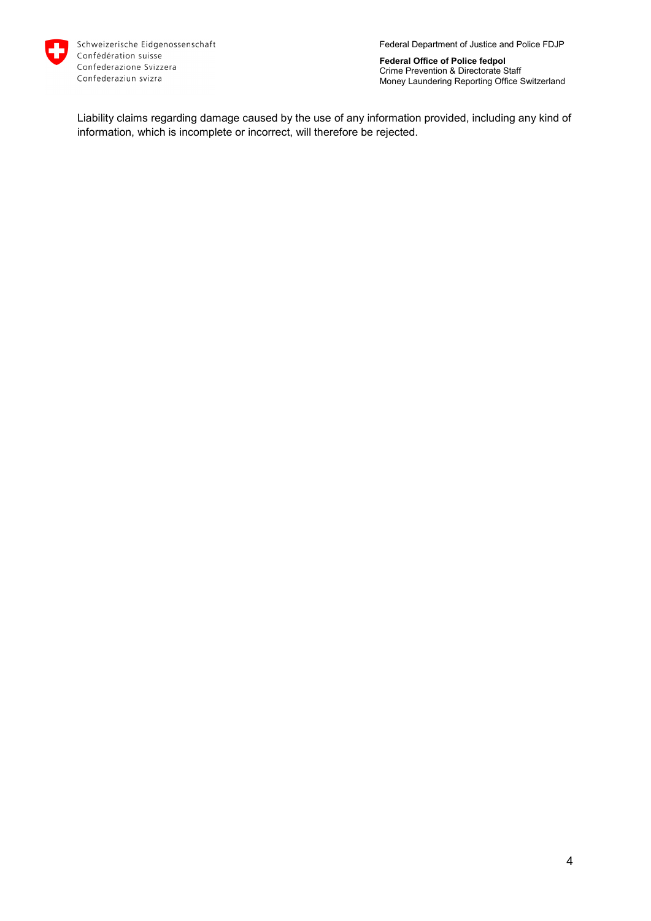Liability claims regarding damage caused by the use of any information provided, including any kind of information, which is incomplete or incorrect, will therefore be rejected.